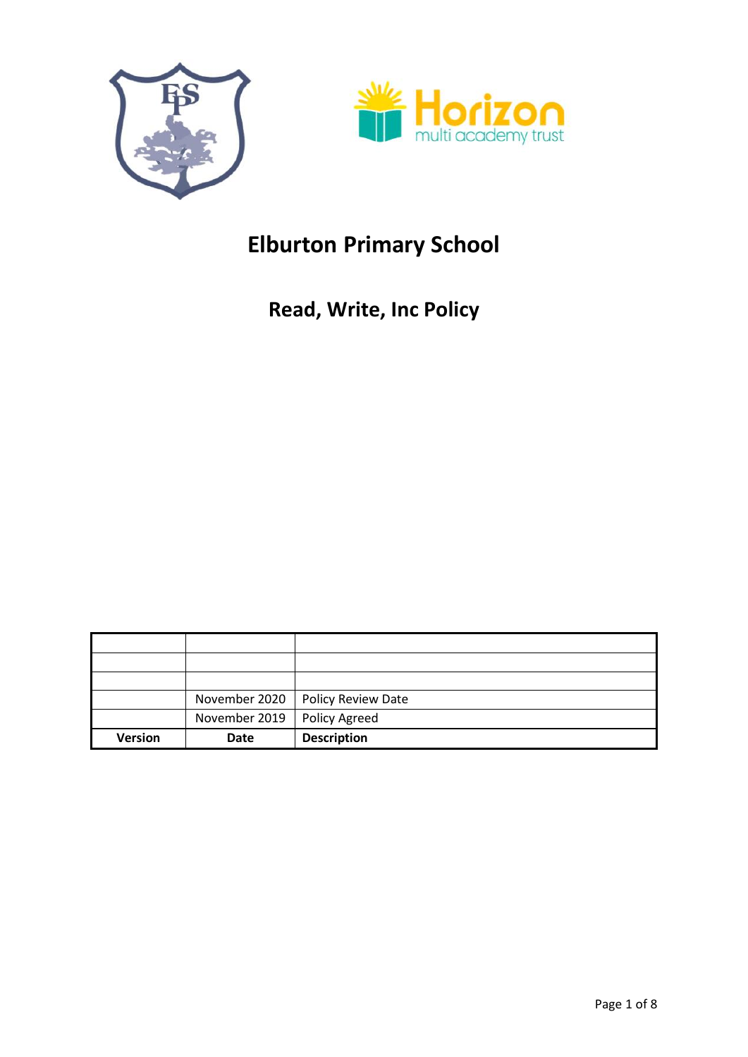# Elburton Primary School

## Read, Write, Inc Policy

| | | |
|---|---|---|
| | | |
| | | |
| | | |
| | November 2020 | Policy Review Date |
| | November 2019 | Policy Agreed |
| **Version** | **Date** | **Description** |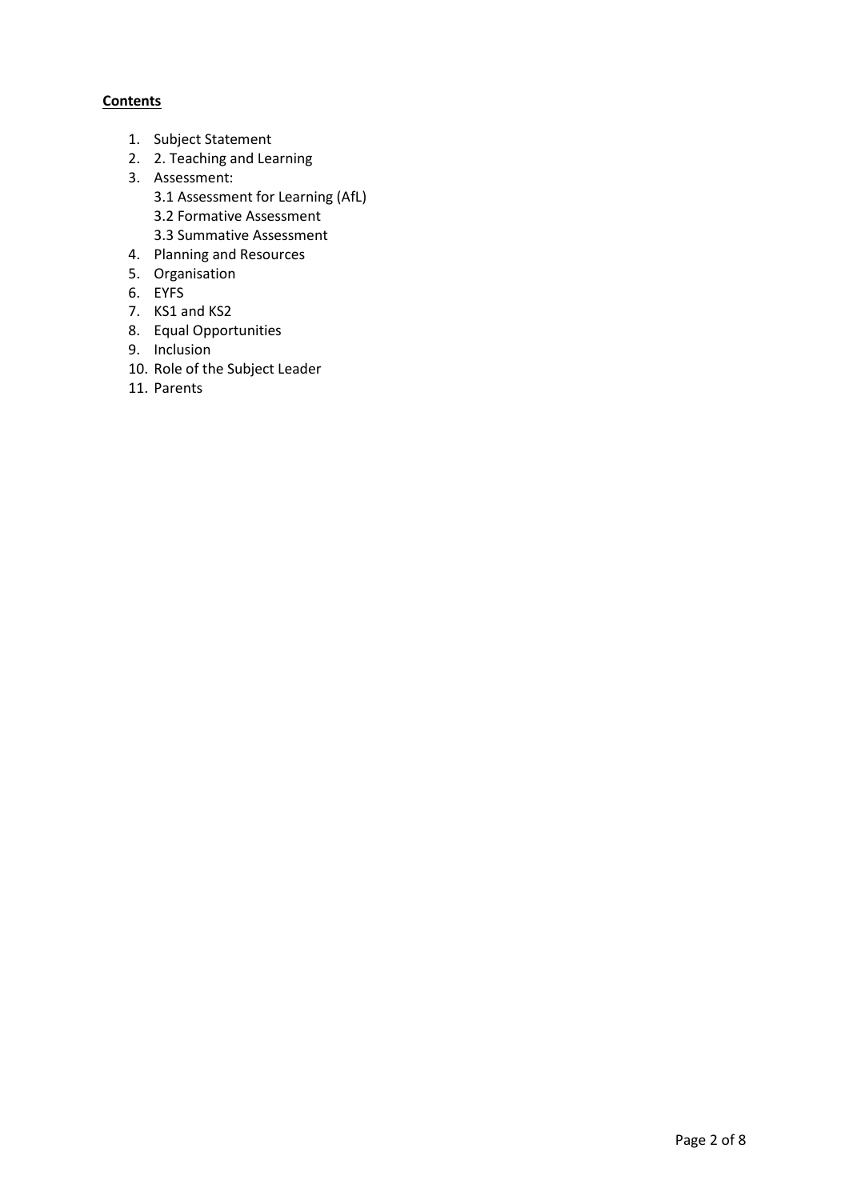**Contents**

1. Subject Statement
2. 2. Teaching and Learning
3. Assessment:
   3.1 Assessment for Learning (AfL)
   3.2 Formative Assessment
   3.3 Summative Assessment
4. Planning and Resources
5. Organisation
6. EYFS
7. KS1 and KS2
8. Equal Opportunities
9. Inclusion
10. Role of the Subject Leader
11. Parents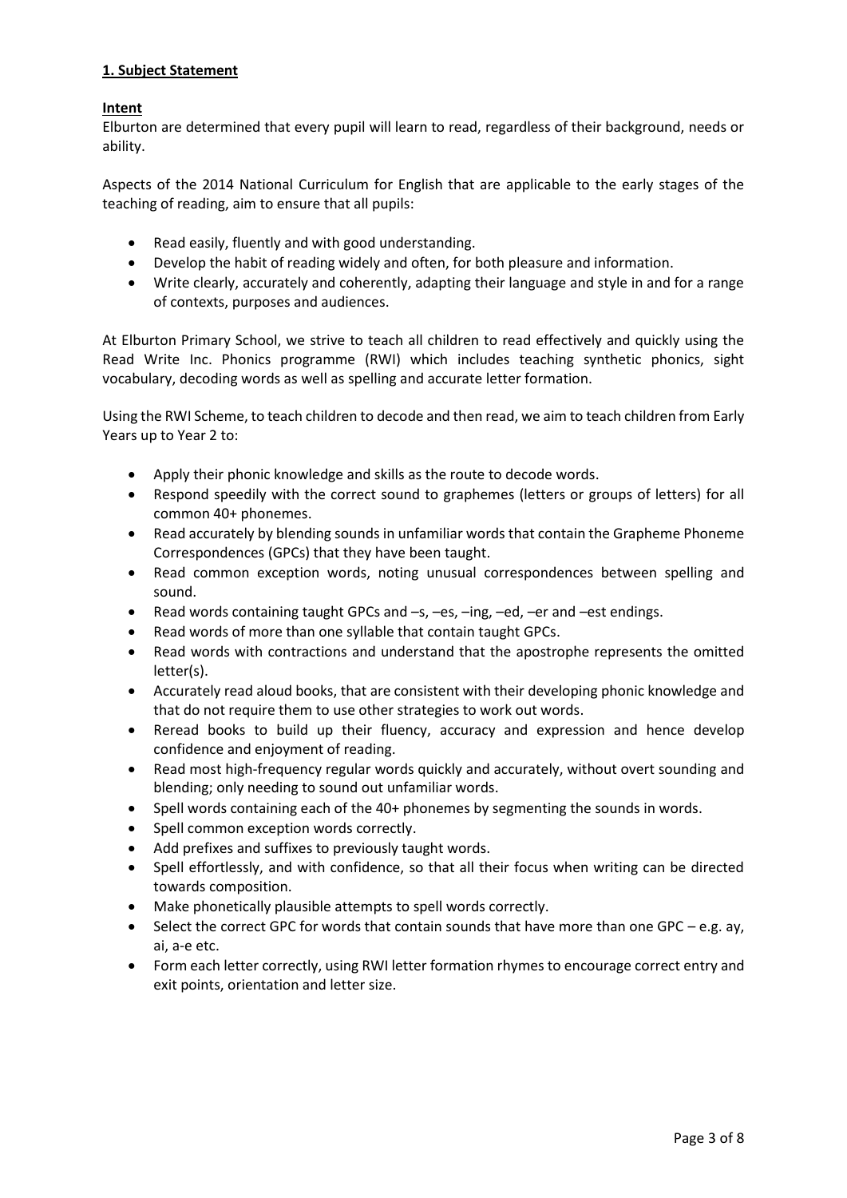## 1. Subject Statement

### Intent

Elburton are determined that every pupil will learn to read, regardless of their background, needs or ability.

Aspects of the 2014 National Curriculum for English that are applicable to the early stages of the teaching of reading, aim to ensure that all pupils:

- Read easily, fluently and with good understanding.
- Develop the habit of reading widely and often, for both pleasure and information.
- Write clearly, accurately and coherently, adapting their language and style in and for a range of contexts, purposes and audiences.

At Elburton Primary School, we strive to teach all children to read effectively and quickly using the Read Write Inc. Phonics programme (RWI) which includes teaching synthetic phonics, sight vocabulary, decoding words as well as spelling and accurate letter formation.

Using the RWI Scheme, to teach children to decode and then read, we aim to teach children from Early Years up to Year 2 to:

- Apply their phonic knowledge and skills as the route to decode words.
- Respond speedily with the correct sound to graphemes (letters or groups of letters) for all common 40+ phonemes.
- Read accurately by blending sounds in unfamiliar words that contain the Grapheme Phoneme Correspondences (GPCs) that they have been taught.
- Read common exception words, noting unusual correspondences between spelling and sound.
- Read words containing taught GPCs and –s, –es, –ing, –ed, –er and –est endings.
- Read words of more than one syllable that contain taught GPCs.
- Read words with contractions and understand that the apostrophe represents the omitted letter(s).
- Accurately read aloud books, that are consistent with their developing phonic knowledge and that do not require them to use other strategies to work out words.
- Reread books to build up their fluency, accuracy and expression and hence develop confidence and enjoyment of reading.
- Read most high-frequency regular words quickly and accurately, without overt sounding and blending; only needing to sound out unfamiliar words.
- Spell words containing each of the 40+ phonemes by segmenting the sounds in words.
- Spell common exception words correctly.
- Add prefixes and suffixes to previously taught words.
- Spell effortlessly, and with confidence, so that all their focus when writing can be directed towards composition.
- Make phonetically plausible attempts to spell words correctly.
- Select the correct GPC for words that contain sounds that have more than one GPC – e.g. ay, ai, a-e etc.
- Form each letter correctly, using RWI letter formation rhymes to encourage correct entry and exit points, orientation and letter size.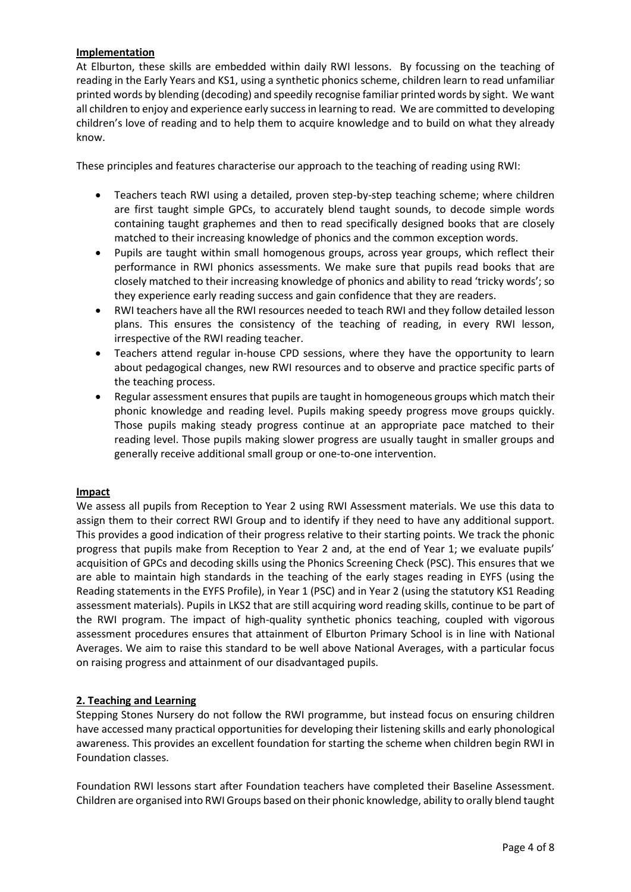## Implementation

At Elburton, these skills are embedded within daily RWI lessons. By focussing on the teaching of reading in the Early Years and KS1, using a synthetic phonics scheme, children learn to read unfamiliar printed words by blending (decoding) and speedily recognise familiar printed words by sight. We want all children to enjoy and experience early success in learning to read. We are committed to developing children's love of reading and to help them to acquire knowledge and to build on what they already know.

These principles and features characterise our approach to the teaching of reading using RWI:

- Teachers teach RWI using a detailed, proven step-by-step teaching scheme; where children are first taught simple GPCs, to accurately blend taught sounds, to decode simple words containing taught graphemes and then to read specifically designed books that are closely matched to their increasing knowledge of phonics and the common exception words.
- Pupils are taught within small homogenous groups, across year groups, which reflect their performance in RWI phonics assessments. We make sure that pupils read books that are closely matched to their increasing knowledge of phonics and ability to read 'tricky words'; so they experience early reading success and gain confidence that they are readers.
- RWI teachers have all the RWI resources needed to teach RWI and they follow detailed lesson plans. This ensures the consistency of the teaching of reading, in every RWI lesson, irrespective of the RWI reading teacher.
- Teachers attend regular in-house CPD sessions, where they have the opportunity to learn about pedagogical changes, new RWI resources and to observe and practice specific parts of the teaching process.
- Regular assessment ensures that pupils are taught in homogeneous groups which match their phonic knowledge and reading level. Pupils making speedy progress move groups quickly. Those pupils making steady progress continue at an appropriate pace matched to their reading level. Those pupils making slower progress are usually taught in smaller groups and generally receive additional small group or one-to-one intervention.

## Impact

We assess all pupils from Reception to Year 2 using RWI Assessment materials. We use this data to assign them to their correct RWI Group and to identify if they need to have any additional support. This provides a good indication of their progress relative to their starting points. We track the phonic progress that pupils make from Reception to Year 2 and, at the end of Year 1; we evaluate pupils' acquisition of GPCs and decoding skills using the Phonics Screening Check (PSC). This ensures that we are able to maintain high standards in the teaching of the early stages reading in EYFS (using the Reading statements in the EYFS Profile), in Year 1 (PSC) and in Year 2 (using the statutory KS1 Reading assessment materials). Pupils in LKS2 that are still acquiring word reading skills, continue to be part of the RWI program. The impact of high-quality synthetic phonics teaching, coupled with vigorous assessment procedures ensures that attainment of Elburton Primary School is in line with National Averages. We aim to raise this standard to be well above National Averages, with a particular focus on raising progress and attainment of our disadvantaged pupils.

## 2. Teaching and Learning

Stepping Stones Nursery do not follow the RWI programme, but instead focus on ensuring children have accessed many practical opportunities for developing their listening skills and early phonological awareness. This provides an excellent foundation for starting the scheme when children begin RWI in Foundation classes.

Foundation RWI lessons start after Foundation teachers have completed their Baseline Assessment. Children are organised into RWI Groups based on their phonic knowledge, ability to orally blend taught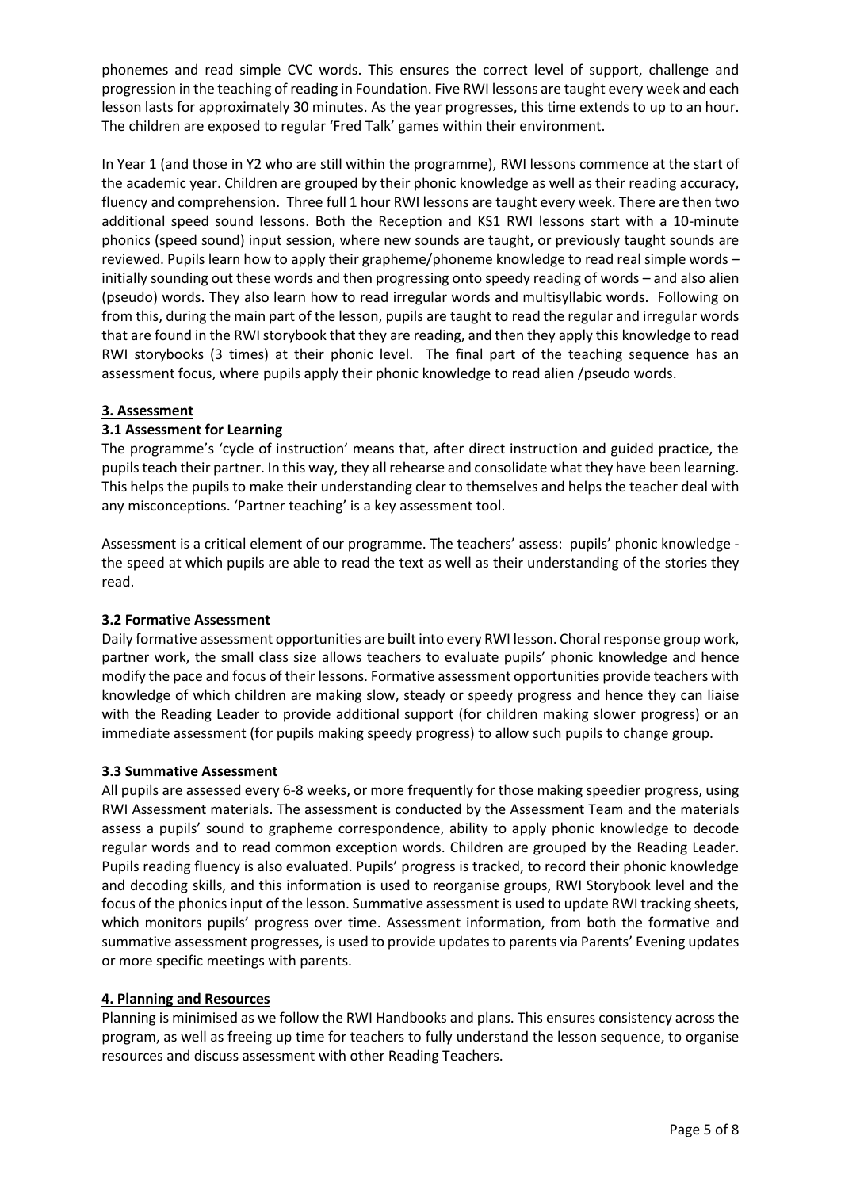phonemes and read simple CVC words. This ensures the correct level of support, challenge and progression in the teaching of reading in Foundation. Five RWI lessons are taught every week and each lesson lasts for approximately 30 minutes. As the year progresses, this time extends to up to an hour. The children are exposed to regular 'Fred Talk' games within their environment.

In Year 1 (and those in Y2 who are still within the programme), RWI lessons commence at the start of the academic year. Children are grouped by their phonic knowledge as well as their reading accuracy, fluency and comprehension. Three full 1 hour RWI lessons are taught every week. There are then two additional speed sound lessons. Both the Reception and KS1 RWI lessons start with a 10-minute phonics (speed sound) input session, where new sounds are taught, or previously taught sounds are reviewed. Pupils learn how to apply their grapheme/phoneme knowledge to read real simple words – initially sounding out these words and then progressing onto speedy reading of words – and also alien (pseudo) words. They also learn how to read irregular words and multisyllabic words. Following on from this, during the main part of the lesson, pupils are taught to read the regular and irregular words that are found in the RWI storybook that they are reading, and then they apply this knowledge to read RWI storybooks (3 times) at their phonic level. The final part of the teaching sequence has an assessment focus, where pupils apply their phonic knowledge to read alien /pseudo words.

## 3. Assessment

### 3.1 Assessment for Learning

The programme's 'cycle of instruction' means that, after direct instruction and guided practice, the pupils teach their partner. In this way, they all rehearse and consolidate what they have been learning. This helps the pupils to make their understanding clear to themselves and helps the teacher deal with any misconceptions. 'Partner teaching' is a key assessment tool.

Assessment is a critical element of our programme. The teachers' assess: pupils' phonic knowledge - the speed at which pupils are able to read the text as well as their understanding of the stories they read.

### 3.2 Formative Assessment

Daily formative assessment opportunities are built into every RWI lesson. Choral response group work, partner work, the small class size allows teachers to evaluate pupils' phonic knowledge and hence modify the pace and focus of their lessons. Formative assessment opportunities provide teachers with knowledge of which children are making slow, steady or speedy progress and hence they can liaise with the Reading Leader to provide additional support (for children making slower progress) or an immediate assessment (for pupils making speedy progress) to allow such pupils to change group.

### 3.3 Summative Assessment

All pupils are assessed every 6-8 weeks, or more frequently for those making speedier progress, using RWI Assessment materials. The assessment is conducted by the Assessment Team and the materials assess a pupils' sound to grapheme correspondence, ability to apply phonic knowledge to decode regular words and to read common exception words. Children are grouped by the Reading Leader. Pupils reading fluency is also evaluated. Pupils' progress is tracked, to record their phonic knowledge and decoding skills, and this information is used to reorganise groups, RWI Storybook level and the focus of the phonics input of the lesson. Summative assessment is used to update RWI tracking sheets, which monitors pupils' progress over time. Assessment information, from both the formative and summative assessment progresses, is used to provide updates to parents via Parents' Evening updates or more specific meetings with parents.

## 4. Planning and Resources

Planning is minimised as we follow the RWI Handbooks and plans. This ensures consistency across the program, as well as freeing up time for teachers to fully understand the lesson sequence, to organise resources and discuss assessment with other Reading Teachers.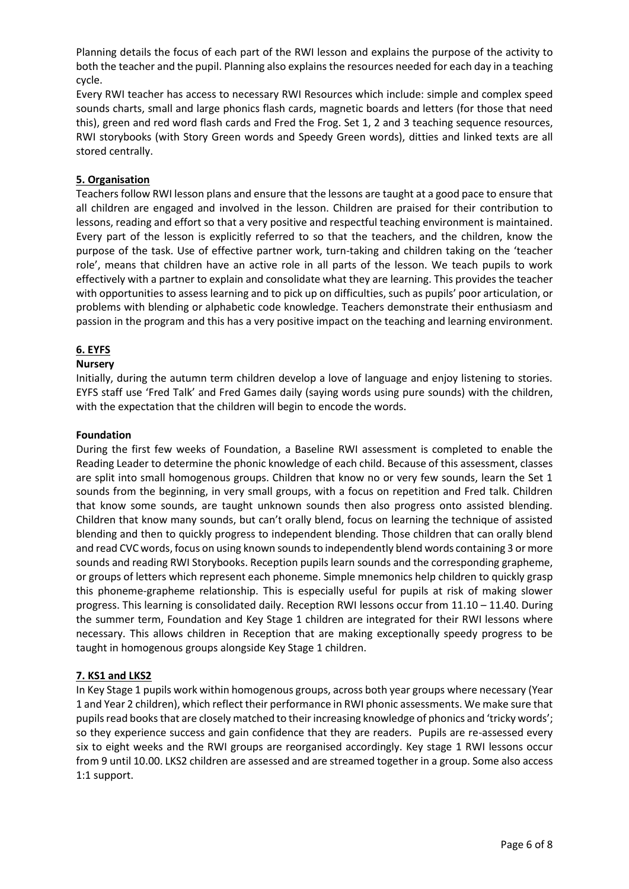Planning details the focus of each part of the RWI lesson and explains the purpose of the activity to both the teacher and the pupil. Planning also explains the resources needed for each day in a teaching cycle.

Every RWI teacher has access to necessary RWI Resources which include: simple and complex speed sounds charts, small and large phonics flash cards, magnetic boards and letters (for those that need this), green and red word flash cards and Fred the Frog. Set 1, 2 and 3 teaching sequence resources, RWI storybooks (with Story Green words and Speedy Green words), ditties and linked texts are all stored centrally.

## 5. Organisation

Teachers follow RWI lesson plans and ensure that the lessons are taught at a good pace to ensure that all children are engaged and involved in the lesson. Children are praised for their contribution to lessons, reading and effort so that a very positive and respectful teaching environment is maintained. Every part of the lesson is explicitly referred to so that the teachers, and the children, know the purpose of the task. Use of effective partner work, turn-taking and children taking on the 'teacher role', means that children have an active role in all parts of the lesson. We teach pupils to work effectively with a partner to explain and consolidate what they are learning. This provides the teacher with opportunities to assess learning and to pick up on difficulties, such as pupils' poor articulation, or problems with blending or alphabetic code knowledge. Teachers demonstrate their enthusiasm and passion in the program and this has a very positive impact on the teaching and learning environment.

## 6. EYFS

### Nursery

Initially, during the autumn term children develop a love of language and enjoy listening to stories. EYFS staff use 'Fred Talk' and Fred Games daily (saying words using pure sounds) with the children, with the expectation that the children will begin to encode the words.

### Foundation

During the first few weeks of Foundation, a Baseline RWI assessment is completed to enable the Reading Leader to determine the phonic knowledge of each child. Because of this assessment, classes are split into small homogenous groups. Children that know no or very few sounds, learn the Set 1 sounds from the beginning, in very small groups, with a focus on repetition and Fred talk. Children that know some sounds, are taught unknown sounds then also progress onto assisted blending. Children that know many sounds, but can't orally blend, focus on learning the technique of assisted blending and then to quickly progress to independent blending. Those children that can orally blend and read CVC words, focus on using known sounds to independently blend words containing 3 or more sounds and reading RWI Storybooks. Reception pupils learn sounds and the corresponding grapheme, or groups of letters which represent each phoneme. Simple mnemonics help children to quickly grasp this phoneme-grapheme relationship. This is especially useful for pupils at risk of making slower progress. This learning is consolidated daily. Reception RWI lessons occur from 11.10 – 11.40. During the summer term, Foundation and Key Stage 1 children are integrated for their RWI lessons where necessary. This allows children in Reception that are making exceptionally speedy progress to be taught in homogenous groups alongside Key Stage 1 children.

## 7. KS1 and LKS2

In Key Stage 1 pupils work within homogenous groups, across both year groups where necessary (Year 1 and Year 2 children), which reflect their performance in RWI phonic assessments. We make sure that pupils read books that are closely matched to their increasing knowledge of phonics and 'tricky words'; so they experience success and gain confidence that they are readers. Pupils are re-assessed every six to eight weeks and the RWI groups are reorganised accordingly. Key stage 1 RWI lessons occur from 9 until 10.00. LKS2 children are assessed and are streamed together in a group. Some also access 1:1 support.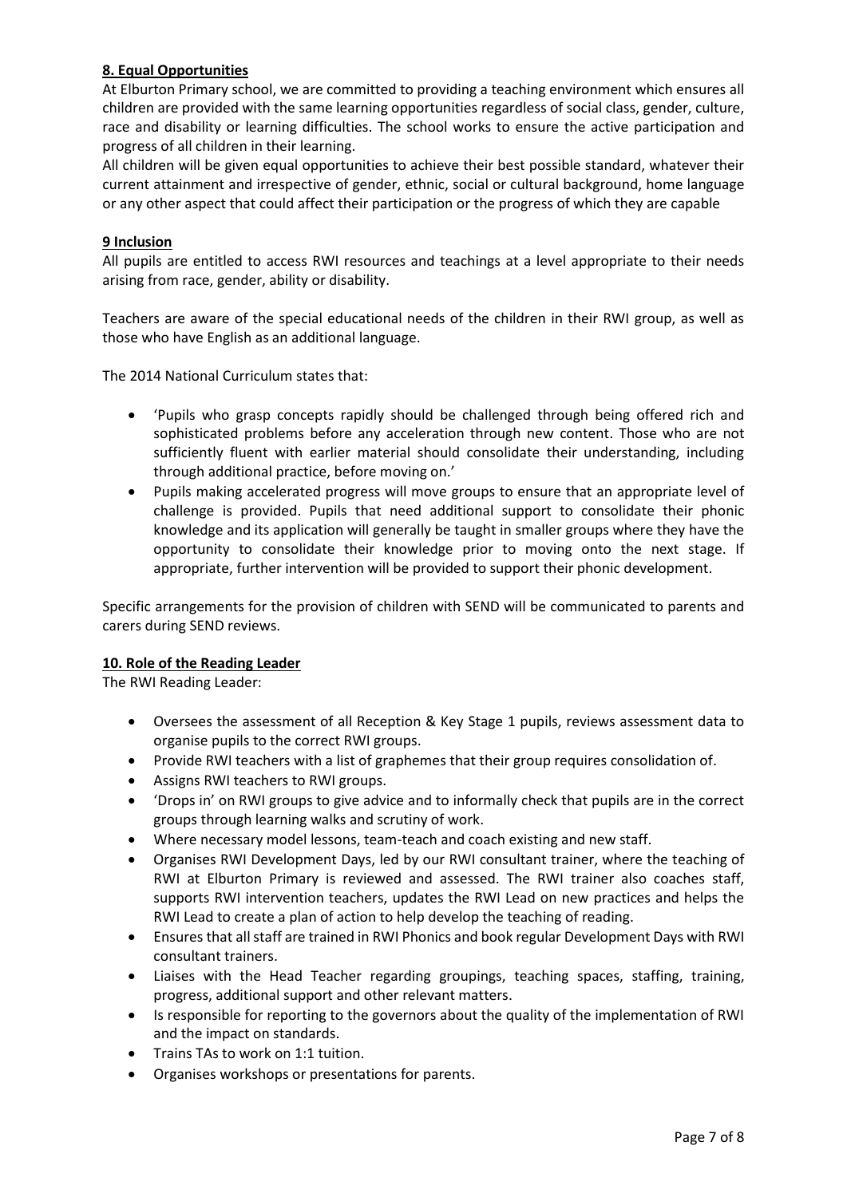## 8. Equal Opportunities

At Elburton Primary school, we are committed to providing a teaching environment which ensures all children are provided with the same learning opportunities regardless of social class, gender, culture, race and disability or learning difficulties. The school works to ensure the active participation and progress of all children in their learning.

All children will be given equal opportunities to achieve their best possible standard, whatever their current attainment and irrespective of gender, ethnic, social or cultural background, home language or any other aspect that could affect their participation or the progress of which they are capable

## 9 Inclusion

All pupils are entitled to access RWI resources and teachings at a level appropriate to their needs arising from race, gender, ability or disability.

Teachers are aware of the special educational needs of the children in their RWI group, as well as those who have English as an additional language.

The 2014 National Curriculum states that:

- 'Pupils who grasp concepts rapidly should be challenged through being offered rich and sophisticated problems before any acceleration through new content. Those who are not sufficiently fluent with earlier material should consolidate their understanding, including through additional practice, before moving on.'
- Pupils making accelerated progress will move groups to ensure that an appropriate level of challenge is provided. Pupils that need additional support to consolidate their phonic knowledge and its application will generally be taught in smaller groups where they have the opportunity to consolidate their knowledge prior to moving onto the next stage. If appropriate, further intervention will be provided to support their phonic development.

Specific arrangements for the provision of children with SEND will be communicated to parents and carers during SEND reviews.

## 10. Role of the Reading Leader

The RWI Reading Leader:

- Oversees the assessment of all Reception & Key Stage 1 pupils, reviews assessment data to organise pupils to the correct RWI groups.
- Provide RWI teachers with a list of graphemes that their group requires consolidation of.
- Assigns RWI teachers to RWI groups.
- 'Drops in' on RWI groups to give advice and to informally check that pupils are in the correct groups through learning walks and scrutiny of work.
- Where necessary model lessons, team-teach and coach existing and new staff.
- Organises RWI Development Days, led by our RWI consultant trainer, where the teaching of RWI at Elburton Primary is reviewed and assessed. The RWI trainer also coaches staff, supports RWI intervention teachers, updates the RWI Lead on new practices and helps the RWI Lead to create a plan of action to help develop the teaching of reading.
- Ensures that all staff are trained in RWI Phonics and book regular Development Days with RWI consultant trainers.
- Liaises with the Head Teacher regarding groupings, teaching spaces, staffing, training, progress, additional support and other relevant matters.
- Is responsible for reporting to the governors about the quality of the implementation of RWI and the impact on standards.
- Trains TAs to work on 1:1 tuition.
- Organises workshops or presentations for parents.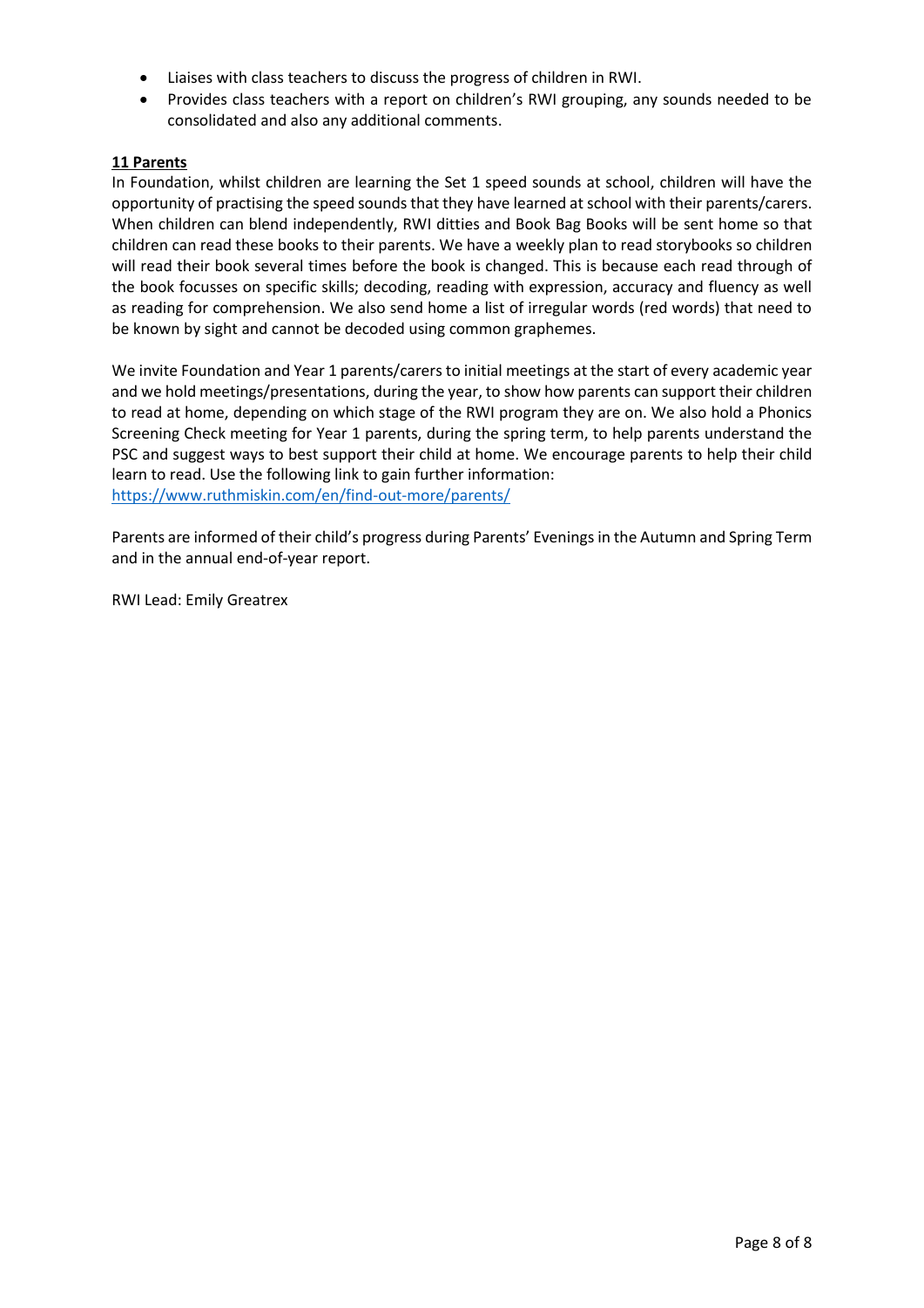- Liaises with class teachers to discuss the progress of children in RWI.
- Provides class teachers with a report on children's RWI grouping, any sounds needed to be consolidated and also any additional comments.

**11 Parents**

In Foundation, whilst children are learning the Set 1 speed sounds at school, children will have the opportunity of practising the speed sounds that they have learned at school with their parents/carers. When children can blend independently, RWI ditties and Book Bag Books will be sent home so that children can read these books to their parents. We have a weekly plan to read storybooks so children will read their book several times before the book is changed. This is because each read through of the book focusses on specific skills; decoding, reading with expression, accuracy and fluency as well as reading for comprehension. We also send home a list of irregular words (red words) that need to be known by sight and cannot be decoded using common graphemes.

We invite Foundation and Year 1 parents/carers to initial meetings at the start of every academic year and we hold meetings/presentations, during the year, to show how parents can support their children to read at home, depending on which stage of the RWI program they are on. We also hold a Phonics Screening Check meeting for Year 1 parents, during the spring term, to help parents understand the PSC and suggest ways to best support their child at home. We encourage parents to help their child learn to read. Use the following link to gain further information:
[https://www.ruthmiskin.com/en/find-out-more/parents/](https://www.ruthmiskin.com/en/find-out-more/parents/)

Parents are informed of their child's progress during Parents' Evenings in the Autumn and Spring Term and in the annual end-of-year report.

RWI Lead: Emily Greatrex